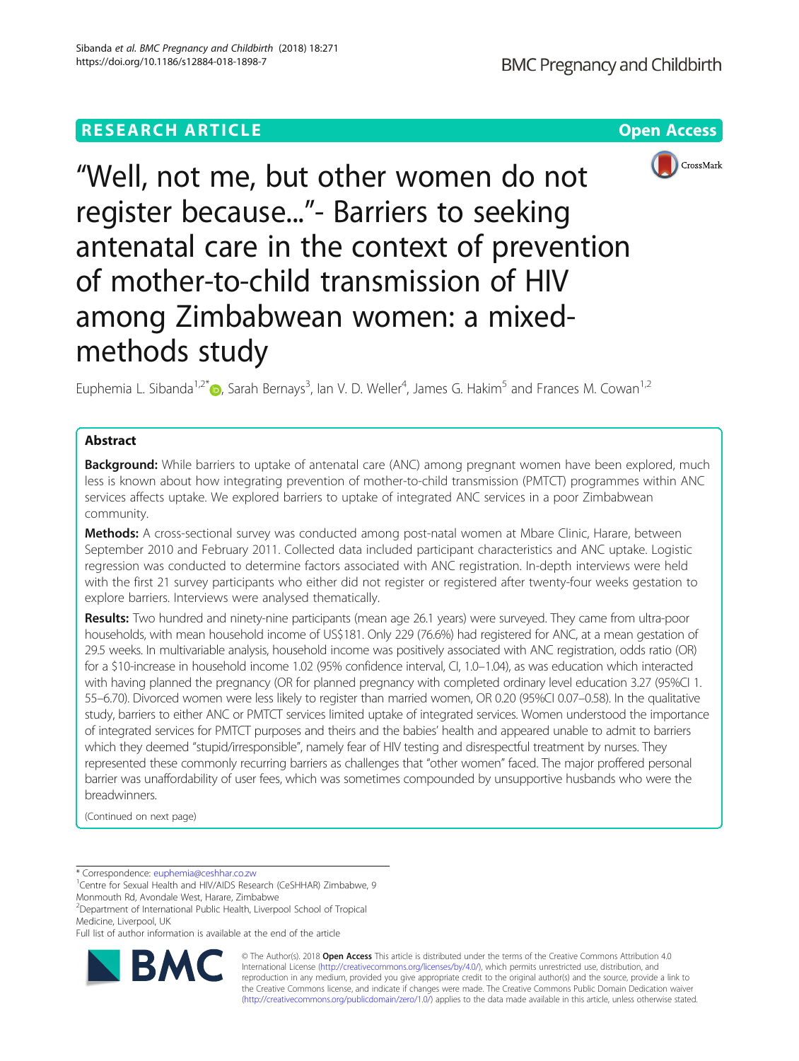RESEARCH ARTICLE

Open Access

# "Well, not me, but other women do not register because…"- Barriers to seeking antenatal care in the context of prevention of mother-to-child transmission of HIV among Zimbabwean women: a mixed-methods study

Euphemia L. Sibanda[1,2*], Sarah Bernays[3], Ian V. D. Weller[4], James G. Hakim[5] and Frances M. Cowan[1,2]

## Abstract

**Background:** While barriers to uptake of antenatal care (ANC) among pregnant women have been explored, much less is known about how integrating prevention of mother-to-child transmission (PMTCT) programmes within ANC services affects uptake. We explored barriers to uptake of integrated ANC services in a poor Zimbabwean community.

**Methods:** A cross-sectional survey was conducted among post-natal women at Mbare Clinic, Harare, between September 2010 and February 2011. Collected data included participant characteristics and ANC uptake. Logistic regression was conducted to determine factors associated with ANC registration. In-depth interviews were held with the first 21 survey participants who either did not register or registered after twenty-four weeks gestation to explore barriers. Interviews were analysed thematically.

**Results:** Two hundred and ninety-nine participants (mean age 26.1 years) were surveyed. They came from ultra-poor households, with mean household income of US$181. Only 229 (76.6%) had registered for ANC, at a mean gestation of 29.5 weeks. In multivariable analysis, household income was positively associated with ANC registration, odds ratio (OR) for a $10-increase in household income 1.02 (95% confidence interval, CI, 1.0–1.04), as was education which interacted with having planned the pregnancy (OR for planned pregnancy with completed ordinary level education 3.27 (95%CI 1.55–6.70). Divorced women were less likely to register than married women, OR 0.20 (95%CI 0.07–0.58). In the qualitative study, barriers to either ANC or PMTCT services limited uptake of integrated services. Women understood the importance of integrated services for PMTCT purposes and theirs and the babies' health and appeared unable to admit to barriers which they deemed "stupid/irresponsible", namely fear of HIV testing and disrespectful treatment by nurses. They represented these commonly recurring barriers as challenges that "other women" faced. The major proffered personal barrier was unaffordability of user fees, which was sometimes compounded by unsupportive husbands who were the breadwinners.

(Continued on next page)

\* Correspondence: euphemia@ceshhar.co.zw

[1]Centre for Sexual Health and HIV/AIDS Research (CeSHHAR) Zimbabwe, 9 Monmouth Rd, Avondale West, Harare, Zimbabwe

[2]Department of International Public Health, Liverpool School of Tropical Medicine, Liverpool, UK

Full list of author information is available at the end of the article

© The Author(s). 2018 **Open Access** This article is distributed under the terms of the Creative Commons Attribution 4.0 International License (http://creativecommons.org/licenses/by/4.0/), which permits unrestricted use, distribution, and reproduction in any medium, provided you give appropriate credit to the original author(s) and the source, provide a link to the Creative Commons license, and indicate if changes were made. The Creative Commons Public Domain Dedication waiver (http://creativecommons.org/publicdomain/zero/1.0/) applies to the data made available in this article, unless otherwise stated.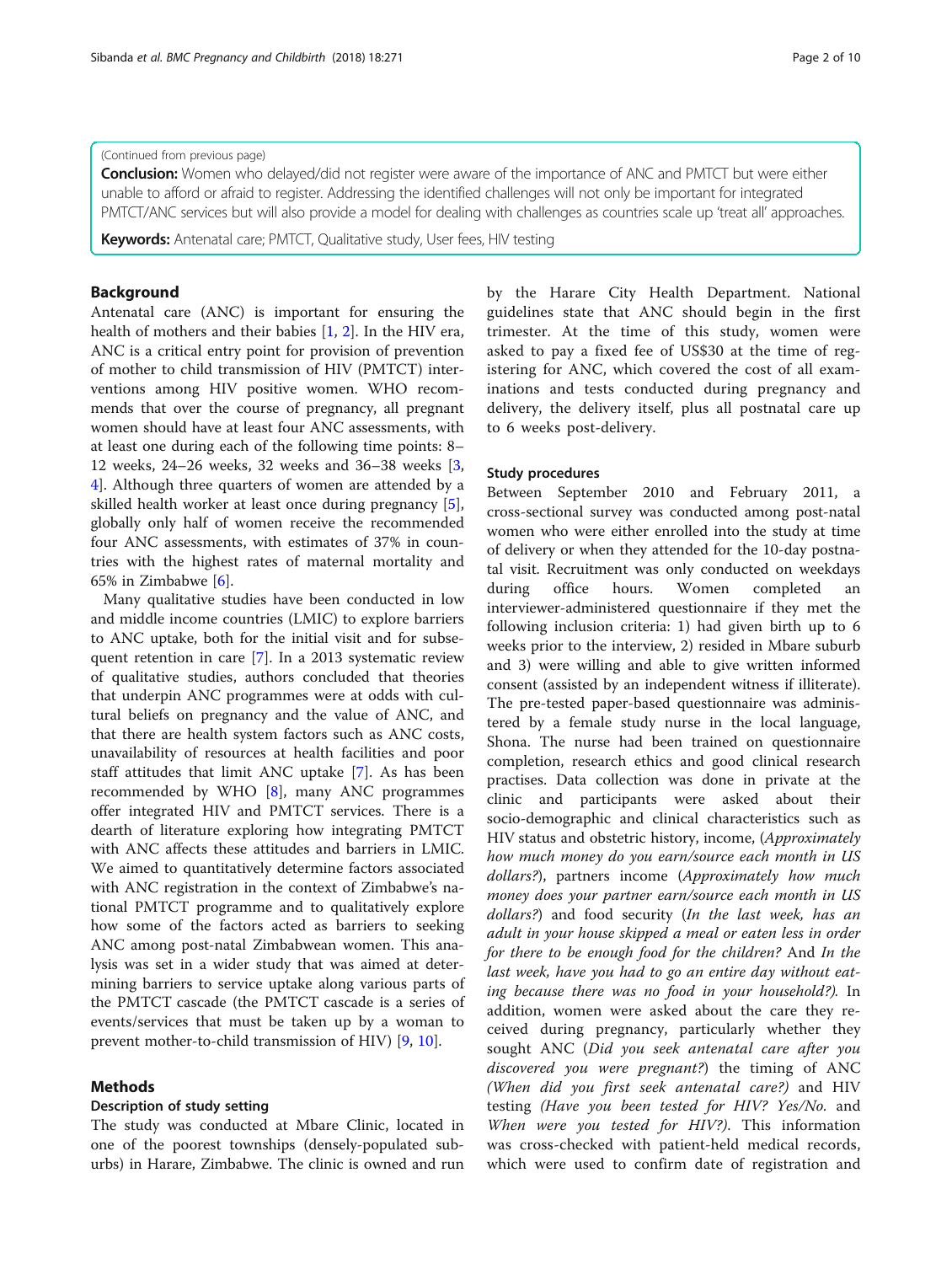(Continued from previous page)

**Conclusion:** Women who delayed/did not register were aware of the importance of ANC and PMTCT but were either unable to afford or afraid to register. Addressing the identified challenges will not only be important for integrated PMTCT/ANC services but will also provide a model for dealing with challenges as countries scale up 'treat all' approaches.

**Keywords:** Antenatal care; PMTCT, Qualitative study, User fees, HIV testing

## Background

Antenatal care (ANC) is important for ensuring the health of mothers and their babies [1, 2]. In the HIV era, ANC is a critical entry point for provision of prevention of mother to child transmission of HIV (PMTCT) interventions among HIV positive women. WHO recommends that over the course of pregnancy, all pregnant women should have at least four ANC assessments, with at least one during each of the following time points: 8–12 weeks, 24–26 weeks, 32 weeks and 36–38 weeks [3, 4]. Although three quarters of women are attended by a skilled health worker at least once during pregnancy [5], globally only half of women receive the recommended four ANC assessments, with estimates of 37% in countries with the highest rates of maternal mortality and 65% in Zimbabwe [6].

Many qualitative studies have been conducted in low and middle income countries (LMIC) to explore barriers to ANC uptake, both for the initial visit and for subsequent retention in care [7]. In a 2013 systematic review of qualitative studies, authors concluded that theories that underpin ANC programmes were at odds with cultural beliefs on pregnancy and the value of ANC, and that there are health system factors such as ANC costs, unavailability of resources at health facilities and poor staff attitudes that limit ANC uptake [7]. As has been recommended by WHO [8], many ANC programmes offer integrated HIV and PMTCT services. There is a dearth of literature exploring how integrating PMTCT with ANC affects these attitudes and barriers in LMIC. We aimed to quantitatively determine factors associated with ANC registration in the context of Zimbabwe's national PMTCT programme and to qualitatively explore how some of the factors acted as barriers to seeking ANC among post-natal Zimbabwean women. This analysis was set in a wider study that was aimed at determining barriers to service uptake along various parts of the PMTCT cascade (the PMTCT cascade is a series of events/services that must be taken up by a woman to prevent mother-to-child transmission of HIV) [9, 10].

## Methods

### Description of study setting

The study was conducted at Mbare Clinic, located in one of the poorest townships (densely-populated suburbs) in Harare, Zimbabwe. The clinic is owned and run by the Harare City Health Department. National guidelines state that ANC should begin in the first trimester. At the time of this study, women were asked to pay a fixed fee of US$30 at the time of registering for ANC, which covered the cost of all examinations and tests conducted during pregnancy and delivery, the delivery itself, plus all postnatal care up to 6 weeks post-delivery.

### Study procedures

Between September 2010 and February 2011, a cross-sectional survey was conducted among post-natal women who were either enrolled into the study at time of delivery or when they attended for the 10-day postnatal visit. Recruitment was only conducted on weekdays during office hours. Women completed an interviewer-administered questionnaire if they met the following inclusion criteria: 1) had given birth up to 6 weeks prior to the interview, 2) resided in Mbare suburb and 3) were willing and able to give written informed consent (assisted by an independent witness if illiterate). The pre-tested paper-based questionnaire was administered by a female study nurse in the local language, Shona. The nurse had been trained on questionnaire completion, research ethics and good clinical research practises. Data collection was done in private at the clinic and participants were asked about their socio-demographic and clinical characteristics such as HIV status and obstetric history, income, (*Approximately how much money do you earn/source each month in US dollars?*), partners income (*Approximately how much money does your partner earn/source each month in US dollars?*) and food security (*In the last week, has an adult in your house skipped a meal or eaten less in order for there to be enough food for the children?* And *In the last week, have you had to go an entire day without eating because there was no food in your household?*). In addition, women were asked about the care they received during pregnancy, particularly whether they sought ANC (*Did you seek antenatal care after you discovered you were pregnant?*) the timing of ANC *(When did you first seek antenatal care?)* and HIV testing *(Have you been tested for HIV? Yes/No.* and *When were you tested for HIV?)*. This information was cross-checked with patient-held medical records, which were used to confirm date of registration and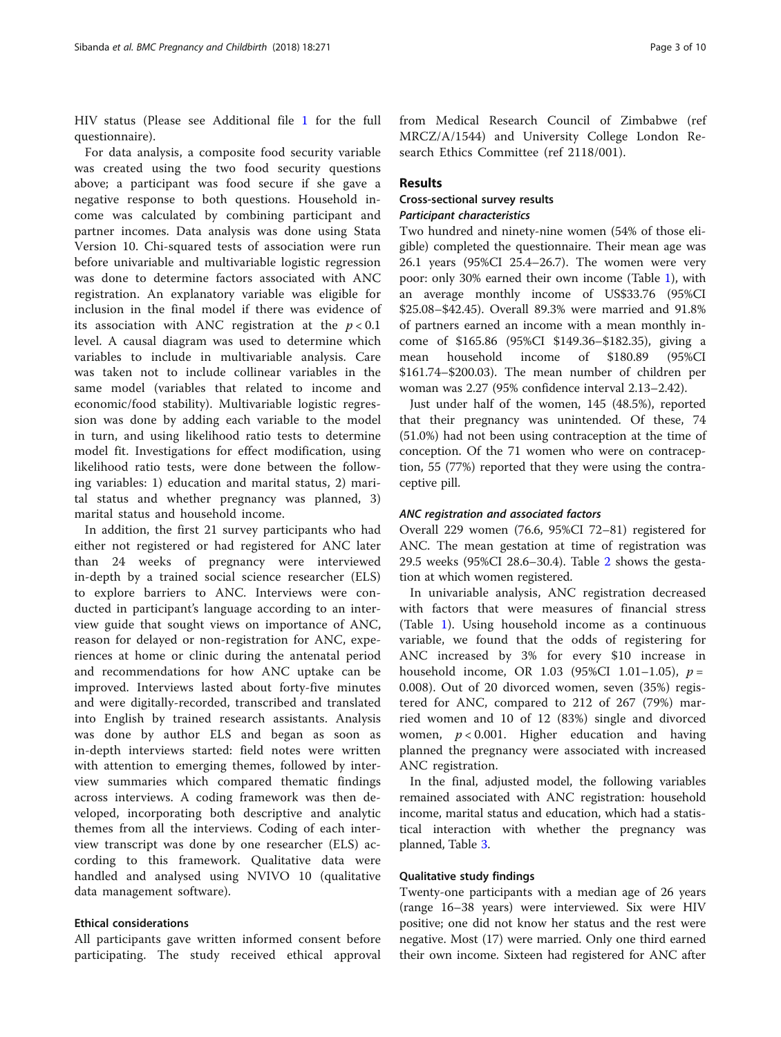HIV status (Please see Additional file 1 for the full questionnaire).

For data analysis, a composite food security variable was created using the two food security questions above; a participant was food secure if she gave a negative response to both questions. Household income was calculated by combining participant and partner incomes. Data analysis was done using Stata Version 10. Chi-squared tests of association were run before univariable and multivariable logistic regression was done to determine factors associated with ANC registration. An explanatory variable was eligible for inclusion in the final model if there was evidence of its association with ANC registration at the $p < 0.1$ level. A causal diagram was used to determine which variables to include in multivariable analysis. Care was taken not to include collinear variables in the same model (variables that related to income and economic/food stability). Multivariable logistic regression was done by adding each variable to the model in turn, and using likelihood ratio tests to determine model fit. Investigations for effect modification, using likelihood ratio tests, were done between the following variables: 1) education and marital status, 2) marital status and whether pregnancy was planned, 3) marital status and household income.

In addition, the first 21 survey participants who had either not registered or had registered for ANC later than 24 weeks of pregnancy were interviewed in-depth by a trained social science researcher (ELS) to explore barriers to ANC. Interviews were conducted in participant's language according to an interview guide that sought views on importance of ANC, reason for delayed or non-registration for ANC, experiences at home or clinic during the antenatal period and recommendations for how ANC uptake can be improved. Interviews lasted about forty-five minutes and were digitally-recorded, transcribed and translated into English by trained research assistants. Analysis was done by author ELS and began as soon as in-depth interviews started: field notes were written with attention to emerging themes, followed by interview summaries which compared thematic findings across interviews. A coding framework was then developed, incorporating both descriptive and analytic themes from all the interviews. Coding of each interview transcript was done by one researcher (ELS) according to this framework. Qualitative data were handled and analysed using NVIVO 10 (qualitative data management software).

### Ethical considerations

All participants gave written informed consent before participating. The study received ethical approval from Medical Research Council of Zimbabwe (ref MRCZ/A/1544) and University College London Research Ethics Committee (ref 2118/001).

## Results

### Cross-sectional survey results

#### *Participant characteristics*

Two hundred and ninety-nine women (54% of those eligible) completed the questionnaire. Their mean age was 26.1 years (95%CI 25.4–26.7). The women were very poor: only 30% earned their own income (Table 1), with an average monthly income of US$33.76 (95%CI $25.08–$42.45). Overall 89.3% were married and 91.8% of partners earned an income with a mean monthly income of $165.86 (95%CI $149.36–$182.35), giving a mean household income of $180.89 (95%CI $161.74–$200.03). The mean number of children per woman was 2.27 (95% confidence interval 2.13–2.42).

Just under half of the women, 145 (48.5%), reported that their pregnancy was unintended. Of these, 74 (51.0%) had not been using contraception at the time of conception. Of the 71 women who were on contraception, 55 (77%) reported that they were using the contraceptive pill.

#### *ANC registration and associated factors*

Overall 229 women (76.6, 95%CI 72–81) registered for ANC. The mean gestation at time of registration was 29.5 weeks (95%CI 28.6–30.4). Table 2 shows the gestation at which women registered.

In univariable analysis, ANC registration decreased with factors that were measures of financial stress (Table 1). Using household income as a continuous variable, we found that the odds of registering for ANC increased by 3% for every $10 increase in household income, OR 1.03 (95%CI 1.01–1.05), $p = 0.008$). Out of 20 divorced women, seven (35%) registered for ANC, compared to 212 of 267 (79%) married women and 10 of 12 (83%) single and divorced women, $p < 0.001$. Higher education and having planned the pregnancy were associated with increased ANC registration.

In the final, adjusted model, the following variables remained associated with ANC registration: household income, marital status and education, which had a statistical interaction with whether the pregnancy was planned, Table 3.

### Qualitative study findings

Twenty-one participants with a median age of 26 years (range 16–38 years) were interviewed. Six were HIV positive; one did not know her status and the rest were negative. Most (17) were married. Only one third earned their own income. Sixteen had registered for ANC after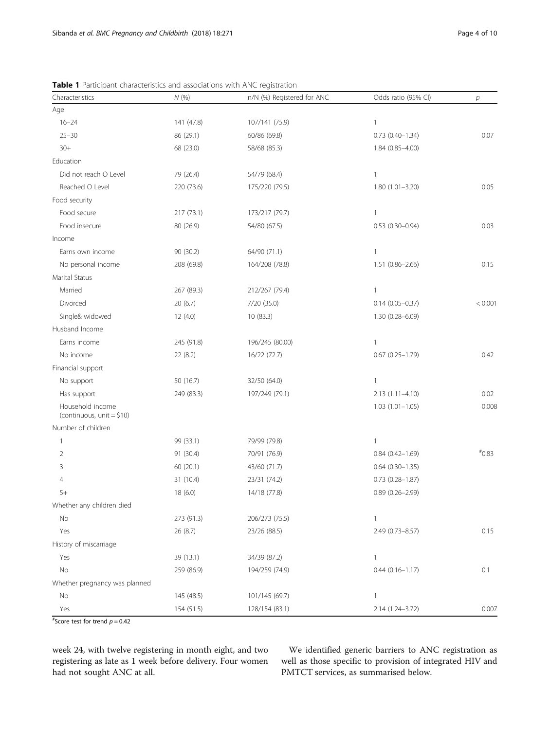**Table 1** Participant characteristics and associations with ANC registration

| Characteristics | N (%) | n/N (%) Registered for ANC | Odds ratio (95% CI) | p |
|---|---|---|---|---|
| Age | | | | |
| 16–24 | 141 (47.8) | 107/141 (75.9) | 1 | |
| 25–30 | 86 (29.1) | 60/86 (69.8) | 0.73 (0.40–1.34) | 0.07 |
| 30+ | 68 (23.0) | 58/68 (85.3) | 1.84 (0.85–4.00) | |
| Education | | | | |
| Did not reach O Level | 79 (26.4) | 54/79 (68.4) | 1 | |
| Reached O Level | 220 (73.6) | 175/220 (79.5) | 1.80 (1.01–3.20) | 0.05 |
| Food security | | | | |
| Food secure | 217 (73.1) | 173/217 (79.7) | 1 | |
| Food insecure | 80 (26.9) | 54/80 (67.5) | 0.53 (0.30–0.94) | 0.03 |
| Income | | | | |
| Earns own income | 90 (30.2) | 64/90 (71.1) | 1 | |
| No personal income | 208 (69.8) | 164/208 (78.8) | 1.51 (0.86–2.66) | 0.15 |
| Marital Status | | | | |
| Married | 267 (89.3) | 212/267 (79.4) | 1 | |
| Divorced | 20 (6.7) | 7/20 (35.0) | 0.14 (0.05–0.37) | < 0.001 |
| Single& widowed | 12 (4.0) | 10 (83.3) | 1.30 (0.28–6.09) | |
| Husband Income | | | | |
| Earns income | 245 (91.8) | 196/245 (80.00) | 1 | |
| No income | 22 (8.2) | 16/22 (72.7) | 0.67 (0.25–1.79) | 0.42 |
| Financial support | | | | |
| No support | 50 (16.7) | 32/50 (64.0) | 1 | |
| Has support | 249 (83.3) | 197/249 (79.1) | 2.13 (1.11–4.10) | 0.02 |
| Household income (continuous, unit = $10) | | | 1.03 (1.01–1.05) | 0.008 |
| Number of children | | | | |
| 1 | 99 (33.1) | 79/99 (79.8) | 1 | |
| 2 | 91 (30.4) | 70/91 (76.9) | 0.84 (0.42–1.69) | [#]0.83 |
| 3 | 60 (20.1) | 43/60 (71.7) | 0.64 (0.30–1.35) | |
| 4 | 31 (10.4) | 23/31 (74.2) | 0.73 (0.28–1.87) | |
| 5+ | 18 (6.0) | 14/18 (77.8) | 0.89 (0.26–2.99) | |
| Whether any children died | | | | |
| No | 273 (91.3) | 206/273 (75.5) | 1 | |
| Yes | 26 (8.7) | 23/26 (88.5) | 2.49 (0.73–8.57) | 0.15 |
| History of miscarriage | | | | |
| Yes | 39 (13.1) | 34/39 (87.2) | 1 | |
| No | 259 (86.9) | 194/259 (74.9) | 0.44 (0.16–1.17) | 0.1 |
| Whether pregnancy was planned | | | | |
| No | 145 (48.5) | 101/145 (69.7) | 1 | |
| Yes | 154 (51.5) | 128/154 (83.1) | 2.14 (1.24–3.72) | 0.007 |

[#]Score test for trend $p = 0.42$

week 24, with twelve registering in month eight, and two registering as late as 1 week before delivery. Four women had not sought ANC at all.

We identified generic barriers to ANC registration as well as those specific to provision of integrated HIV and PMTCT services, as summarised below.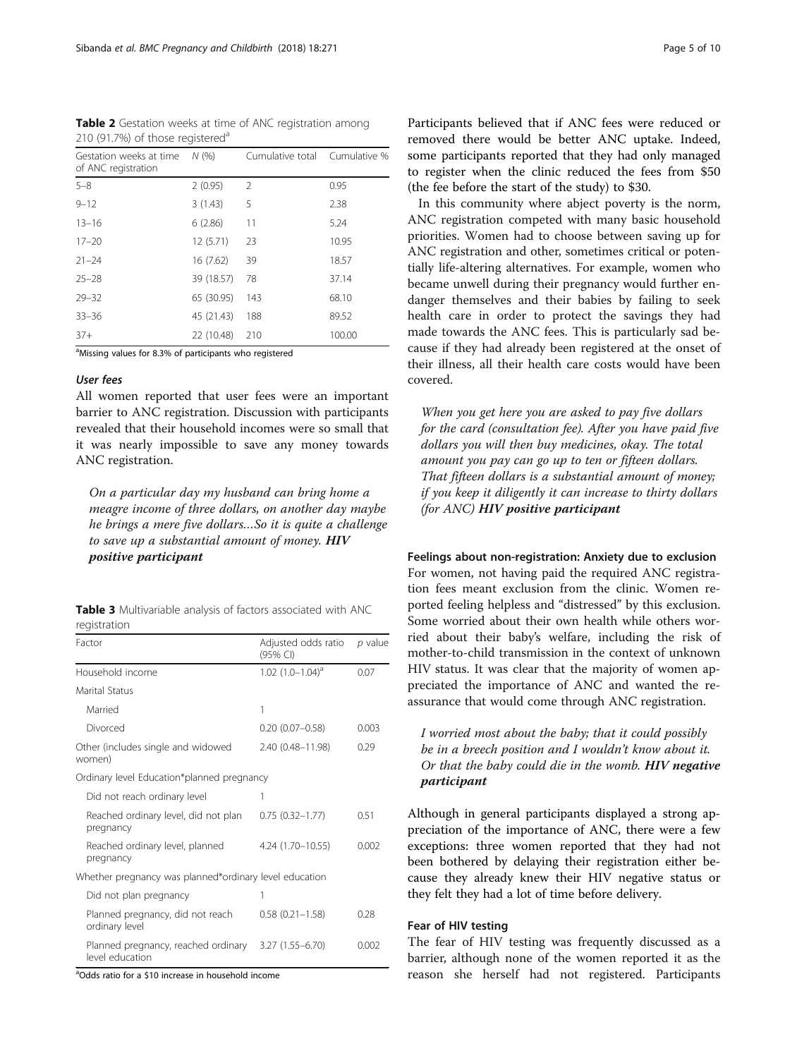**Table 2** Gestation weeks at time of ANC registration among 210 (91.7%) of those registered[a]

| Gestation weeks at time of ANC registration | N (%) | Cumulative total | Cumulative % |
|---|---|---|---|
| 5–8 | 2 (0.95) | 2 | 0.95 |
| 9–12 | 3 (1.43) | 5 | 2.38 |
| 13–16 | 6 (2.86) | 11 | 5.24 |
| 17–20 | 12 (5.71) | 23 | 10.95 |
| 21–24 | 16 (7.62) | 39 | 18.57 |
| 25–28 | 39 (18.57) | 78 | 37.14 |
| 29–32 | 65 (30.95) | 143 | 68.10 |
| 33–36 | 45 (21.43) | 188 | 89.52 |
| 37+ | 22 (10.48) | 210 | 100.00 |

[a]Missing values for 8.3% of participants who registered

### User fees

All women reported that user fees were an important barrier to ANC registration. Discussion with participants revealed that their household incomes were so small that it was nearly impossible to save any money towards ANC registration.

> *On a particular day my husband can bring home a meagre income of three dollars, on another day maybe he brings a mere five dollars…So it is quite a challenge to save up a substantial amount of money.* ***HIV positive participant***

**Table 3** Multivariable analysis of factors associated with ANC registration

| Factor | Adjusted odds ratio (95% CI) | p value |
|---|---|---|
| Household income | 1.02 (1.0–1.04)[a] | 0.07 |
| Marital Status | | |
| Married | 1 | |
| Divorced | 0.20 (0.07–0.58) | 0.003 |
| Other (includes single and widowed women) | 2.40 (0.48–11.98) | 0.29 |
| Ordinary level Education*planned pregnancy | | |
| Did not reach ordinary level | 1 | |
| Reached ordinary level, did not plan pregnancy | 0.75 (0.32–1.77) | 0.51 |
| Reached ordinary level, planned pregnancy | 4.24 (1.70–10.55) | 0.002 |
| Whether pregnancy was planned*ordinary level education | | |
| Did not plan pregnancy | 1 | |
| Planned pregnancy, did not reach ordinary level | 0.58 (0.21–1.58) | 0.28 |
| Planned pregnancy, reached ordinary level education | 3.27 (1.55–6.70) | 0.002 |

[a]Odds ratio for a $10 increase in household income

Participants believed that if ANC fees were reduced or removed there would be better ANC uptake. Indeed, some participants reported that they had only managed to register when the clinic reduced the fees from $50 (the fee before the start of the study) to $30.

In this community where abject poverty is the norm, ANC registration competed with many basic household priorities. Women had to choose between saving up for ANC registration and other, sometimes critical or potentially life-altering alternatives. For example, women who became unwell during their pregnancy would further endanger themselves and their babies by failing to seek health care in order to protect the savings they had made towards the ANC fees. This is particularly sad because if they had already been registered at the onset of their illness, all their health care costs would have been covered.

> *When you get here you are asked to pay five dollars for the card (consultation fee). After you have paid five dollars you will then buy medicines, okay. The total amount you pay can go up to ten or fifteen dollars. That fifteen dollars is a substantial amount of money; if you keep it diligently it can increase to thirty dollars (for ANC)* ***HIV positive participant***

### Feelings about non-registration: Anxiety due to exclusion

For women, not having paid the required ANC registration fees meant exclusion from the clinic. Women reported feeling helpless and "distressed" by this exclusion. Some worried about their own health while others worried about their baby's welfare, including the risk of mother-to-child transmission in the context of unknown HIV status. It was clear that the majority of women appreciated the importance of ANC and wanted the reassurance that would come through ANC registration.

> *I worried most about the baby; that it could possibly be in a breech position and I wouldn't know about it. Or that the baby could die in the womb.* ***HIV negative participant***

Although in general participants displayed a strong appreciation of the importance of ANC, there were a few exceptions: three women reported that they had not been bothered by delaying their registration either because they already knew their HIV negative status or they felt they had a lot of time before delivery.

### Fear of HIV testing

The fear of HIV testing was frequently discussed as a barrier, although none of the women reported it as the reason she herself had not registered. Participants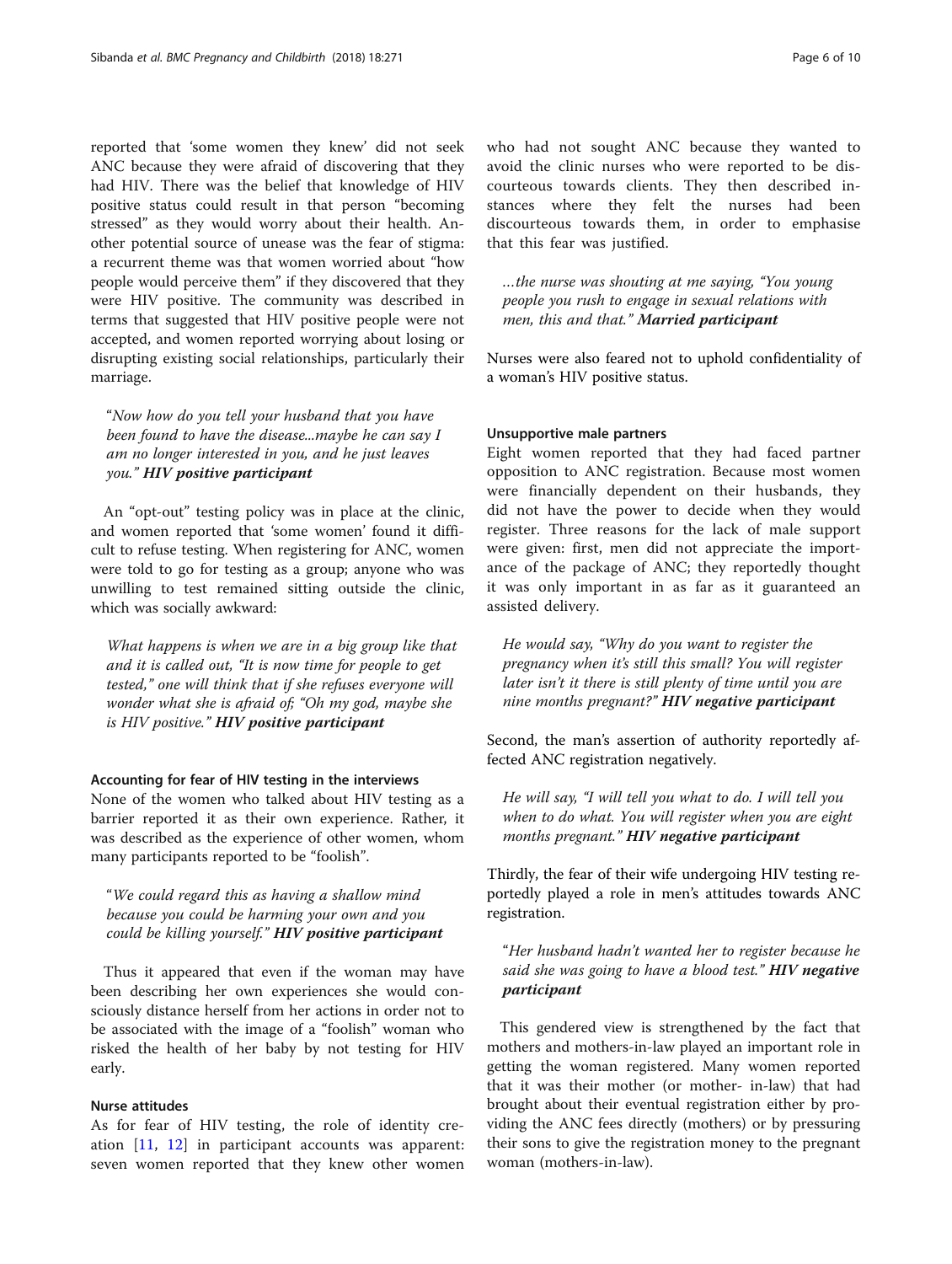reported that 'some women they knew' did not seek ANC because they were afraid of discovering that they had HIV. There was the belief that knowledge of HIV positive status could result in that person "becoming stressed" as they would worry about their health. Another potential source of unease was the fear of stigma: a recurrent theme was that women worried about "how people would perceive them" if they discovered that they were HIV positive. The community was described in terms that suggested that HIV positive people were not accepted, and women reported worrying about losing or disrupting existing social relationships, particularly their marriage.

> *"Now how do you tell your husband that you have been found to have the disease...maybe he can say I am no longer interested in you, and he just leaves you."* ***HIV positive participant***

An "opt-out" testing policy was in place at the clinic, and women reported that 'some women' found it difficult to refuse testing. When registering for ANC, women were told to go for testing as a group; anyone who was unwilling to test remained sitting outside the clinic, which was socially awkward:

> *What happens is when we are in a big group like that and it is called out, "It is now time for people to get tested," one will think that if she refuses everyone will wonder what she is afraid of; "Oh my god, maybe she is HIV positive."* ***HIV positive participant***

#### Accounting for fear of HIV testing in the interviews

None of the women who talked about HIV testing as a barrier reported it as their own experience. Rather, it was described as the experience of other women, whom many participants reported to be "foolish".

> *"We could regard this as having a shallow mind because you could be harming your own and you could be killing yourself."* ***HIV positive participant***

Thus it appeared that even if the woman may have been describing her own experiences she would consciously distance herself from her actions in order not to be associated with the image of a "foolish" woman who risked the health of her baby by not testing for HIV early.

#### Nurse attitudes

As for fear of HIV testing, the role of identity creation [11, 12] in participant accounts was apparent: seven women reported that they knew other women who had not sought ANC because they wanted to avoid the clinic nurses who were reported to be discourteous towards clients. They then described instances where they felt the nurses had been discourteous towards them, in order to emphasise that this fear was justified.

> *…the nurse was shouting at me saying, "You young people you rush to engage in sexual relations with men, this and that."* ***Married participant***

Nurses were also feared not to uphold confidentiality of a woman's HIV positive status.

#### Unsupportive male partners

Eight women reported that they had faced partner opposition to ANC registration. Because most women were financially dependent on their husbands, they did not have the power to decide when they would register. Three reasons for the lack of male support were given: first, men did not appreciate the importance of the package of ANC; they reportedly thought it was only important in as far as it guaranteed an assisted delivery.

> *He would say, "Why do you want to register the pregnancy when it's still this small? You will register later isn't it there is still plenty of time until you are nine months pregnant?"* ***HIV negative participant***

Second, the man's assertion of authority reportedly affected ANC registration negatively.

> *He will say, "I will tell you what to do. I will tell you when to do what. You will register when you are eight months pregnant."* ***HIV negative participant***

Thirdly, the fear of their wife undergoing HIV testing reportedly played a role in men's attitudes towards ANC registration.

> *"Her husband hadn't wanted her to register because he said she was going to have a blood test."* ***HIV negative participant***

This gendered view is strengthened by the fact that mothers and mothers-in-law played an important role in getting the woman registered. Many women reported that it was their mother (or mother- in-law) that had brought about their eventual registration either by providing the ANC fees directly (mothers) or by pressuring their sons to give the registration money to the pregnant woman (mothers-in-law).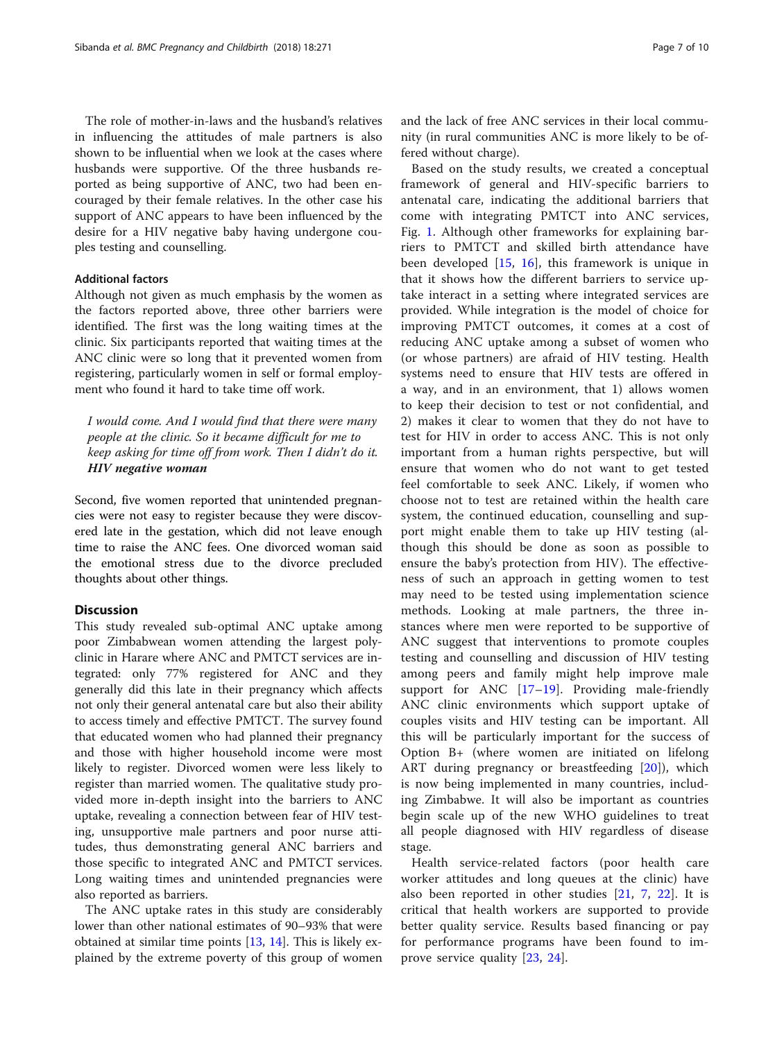The role of mother-in-laws and the husband's relatives in influencing the attitudes of male partners is also shown to be influential when we look at the cases where husbands were supportive. Of the three husbands reported as being supportive of ANC, two had been encouraged by their female relatives. In the other case his support of ANC appears to have been influenced by the desire for a HIV negative baby having undergone couples testing and counselling.

#### Additional factors

Although not given as much emphasis by the women as the factors reported above, three other barriers were identified. The first was the long waiting times at the clinic. Six participants reported that waiting times at the ANC clinic were so long that it prevented women from registering, particularly women in self or formal employment who found it hard to take time off work.

> *I would come. And I would find that there were many people at the clinic. So it became difficult for me to keep asking for time off from work. Then I didn't do it.* ***HIV negative woman***

Second, five women reported that unintended pregnancies were not easy to register because they were discovered late in the gestation, which did not leave enough time to raise the ANC fees. One divorced woman said the emotional stress due to the divorce precluded thoughts about other things.

## Discussion

This study revealed sub-optimal ANC uptake among poor Zimbabwean women attending the largest polyclinic in Harare where ANC and PMTCT services are integrated: only 77% registered for ANC and they generally did this late in their pregnancy which affects not only their general antenatal care but also their ability to access timely and effective PMTCT. The survey found that educated women who had planned their pregnancy and those with higher household income were most likely to register. Divorced women were less likely to register than married women. The qualitative study provided more in-depth insight into the barriers to ANC uptake, revealing a connection between fear of HIV testing, unsupportive male partners and poor nurse attitudes, thus demonstrating general ANC barriers and those specific to integrated ANC and PMTCT services. Long waiting times and unintended pregnancies were also reported as barriers.

The ANC uptake rates in this study are considerably lower than other national estimates of 90–93% that were obtained at similar time points [13, 14]. This is likely explained by the extreme poverty of this group of women and the lack of free ANC services in their local community (in rural communities ANC is more likely to be offered without charge).

Based on the study results, we created a conceptual framework of general and HIV-specific barriers to antenatal care, indicating the additional barriers that come with integrating PMTCT into ANC services, Fig. 1. Although other frameworks for explaining barriers to PMTCT and skilled birth attendance have been developed [15, 16], this framework is unique in that it shows how the different barriers to service uptake interact in a setting where integrated services are provided. While integration is the model of choice for improving PMTCT outcomes, it comes at a cost of reducing ANC uptake among a subset of women who (or whose partners) are afraid of HIV testing. Health systems need to ensure that HIV tests are offered in a way, and in an environment, that 1) allows women to keep their decision to test or not confidential, and 2) makes it clear to women that they do not have to test for HIV in order to access ANC. This is not only important from a human rights perspective, but will ensure that women who do not want to get tested feel comfortable to seek ANC. Likely, if women who choose not to test are retained within the health care system, the continued education, counselling and support might enable them to take up HIV testing (although this should be done as soon as possible to ensure the baby's protection from HIV). The effectiveness of such an approach in getting women to test may need to be tested using implementation science methods. Looking at male partners, the three instances where men were reported to be supportive of ANC suggest that interventions to promote couples testing and counselling and discussion of HIV testing among peers and family might help improve male support for ANC [17–19]. Providing male-friendly ANC clinic environments which support uptake of couples visits and HIV testing can be important. All this will be particularly important for the success of Option B+ (where women are initiated on lifelong ART during pregnancy or breastfeeding [20]), which is now being implemented in many countries, including Zimbabwe. It will also be important as countries begin scale up of the new WHO guidelines to treat all people diagnosed with HIV regardless of disease stage.

Health service-related factors (poor health care worker attitudes and long queues at the clinic) have also been reported in other studies [21, 7, 22]. It is critical that health workers are supported to provide better quality service. Results based financing or pay for performance programs have been found to improve service quality [23, 24].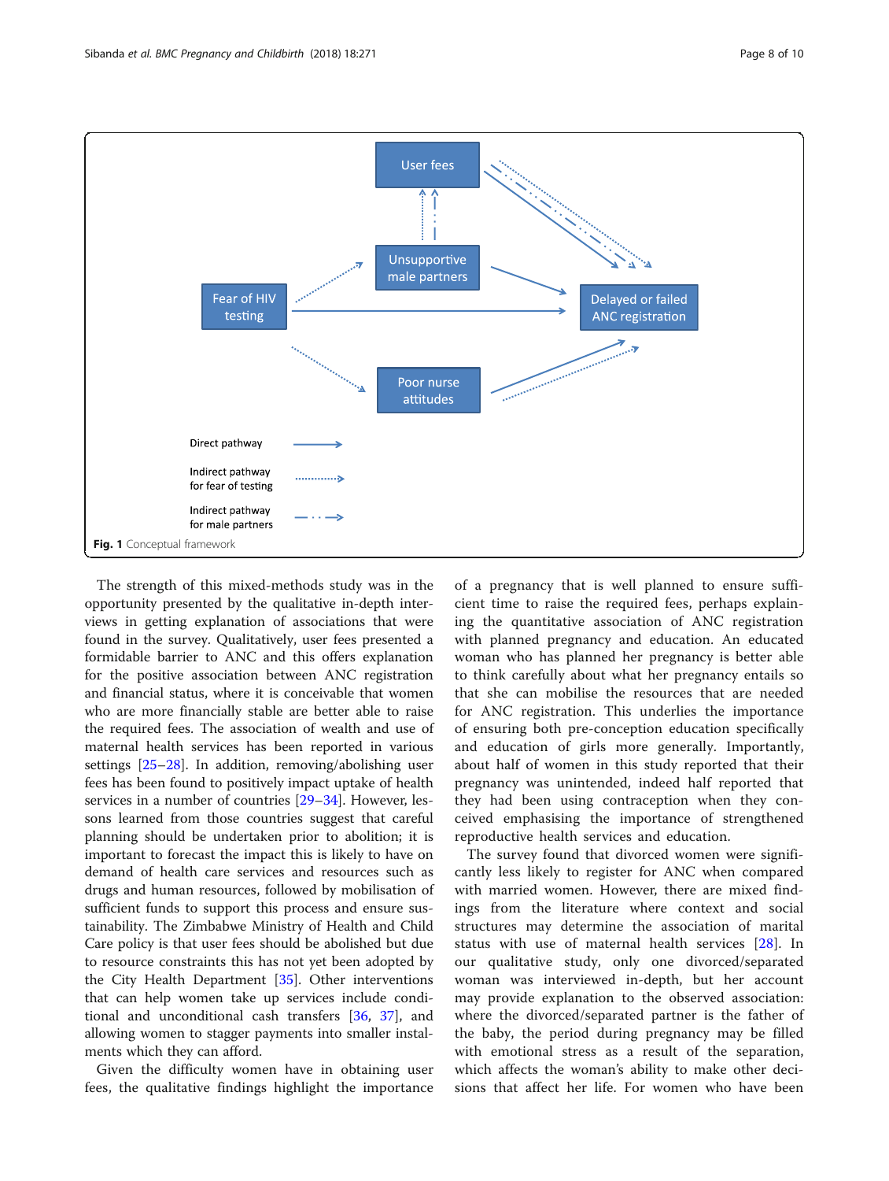**Fig. 1** Conceptual framework

The strength of this mixed-methods study was in the opportunity presented by the qualitative in-depth interviews in getting explanation of associations that were found in the survey. Qualitatively, user fees presented a formidable barrier to ANC and this offers explanation for the positive association between ANC registration and financial status, where it is conceivable that women who are more financially stable are better able to raise the required fees. The association of wealth and use of maternal health services has been reported in various settings [25–28]. In addition, removing/abolishing user fees has been found to positively impact uptake of health services in a number of countries [29–34]. However, lessons learned from those countries suggest that careful planning should be undertaken prior to abolition; it is important to forecast the impact this is likely to have on demand of health care services and resources such as drugs and human resources, followed by mobilisation of sufficient funds to support this process and ensure sustainability. The Zimbabwe Ministry of Health and Child Care policy is that user fees should be abolished but due to resource constraints this has not yet been adopted by the City Health Department [35]. Other interventions that can help women take up services include conditional and unconditional cash transfers [36, 37], and allowing women to stagger payments into smaller instalments which they can afford.

Given the difficulty women have in obtaining user fees, the qualitative findings highlight the importance of a pregnancy that is well planned to ensure sufficient time to raise the required fees, perhaps explaining the quantitative association of ANC registration with planned pregnancy and education. An educated woman who has planned her pregnancy is better able to think carefully about what her pregnancy entails so that she can mobilise the resources that are needed for ANC registration. This underlies the importance of ensuring both pre-conception education specifically and education of girls more generally. Importantly, about half of women in this study reported that their pregnancy was unintended, indeed half reported that they had been using contraception when they conceived emphasising the importance of strengthened reproductive health services and education.

The survey found that divorced women were significantly less likely to register for ANC when compared with married women. However, there are mixed findings from the literature where context and social structures may determine the association of marital status with use of maternal health services [28]. In our qualitative study, only one divorced/separated woman was interviewed in-depth, but her account may provide explanation to the observed association: where the divorced/separated partner is the father of the baby, the period during pregnancy may be filled with emotional stress as a result of the separation, which affects the woman's ability to make other decisions that affect her life. For women who have been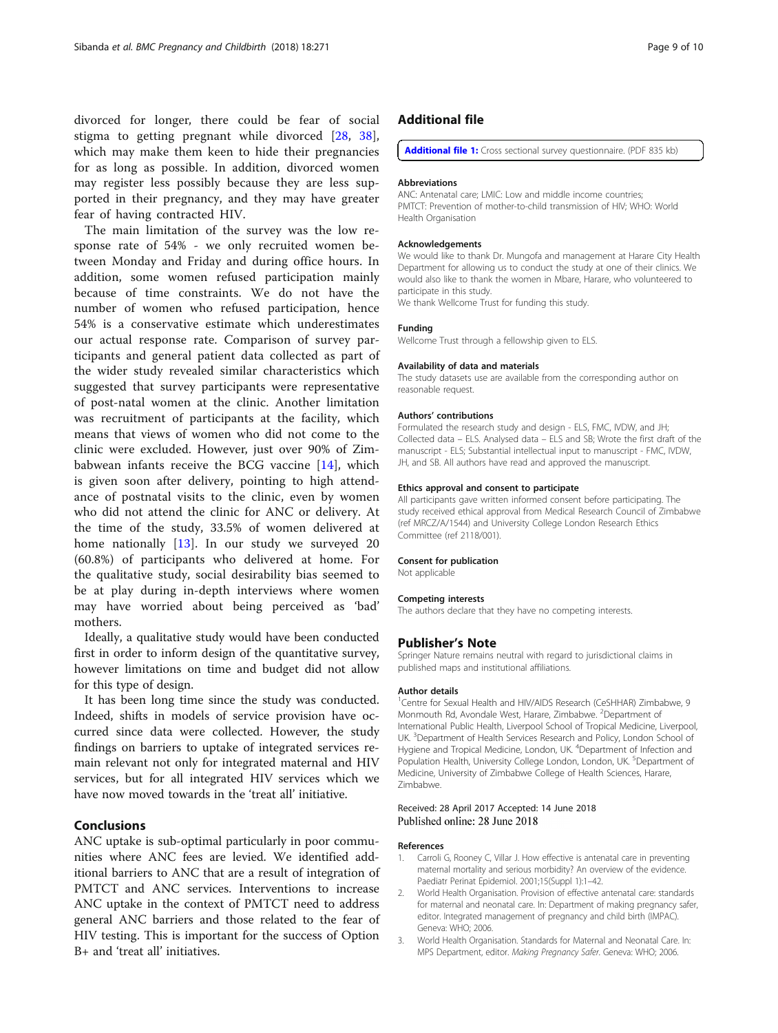divorced for longer, there could be fear of social stigma to getting pregnant while divorced [28, 38], which may make them keen to hide their pregnancies for as long as possible. In addition, divorced women may register less possibly because they are less supported in their pregnancy, and they may have greater fear of having contracted HIV.

The main limitation of the survey was the low response rate of 54% - we only recruited women between Monday and Friday and during office hours. In addition, some women refused participation mainly because of time constraints. We do not have the number of women who refused participation, hence 54% is a conservative estimate which underestimates our actual response rate. Comparison of survey participants and general patient data collected as part of the wider study revealed similar characteristics which suggested that survey participants were representative of post-natal women at the clinic. Another limitation was recruitment of participants at the facility, which means that views of women who did not come to the clinic were excluded. However, just over 90% of Zimbabwean infants receive the BCG vaccine [14], which is given soon after delivery, pointing to high attendance of postnatal visits to the clinic, even by women who did not attend the clinic for ANC or delivery. At the time of the study, 33.5% of women delivered at home nationally [13]. In our study we surveyed 20 (60.8%) of participants who delivered at home. For the qualitative study, social desirability bias seemed to be at play during in-depth interviews where women may have worried about being perceived as 'bad' mothers.

Ideally, a qualitative study would have been conducted first in order to inform design of the quantitative survey, however limitations on time and budget did not allow for this type of design.

It has been long time since the study was conducted. Indeed, shifts in models of service provision have occurred since data were collected. However, the study findings on barriers to uptake of integrated services remain relevant not only for integrated maternal and HIV services, but for all integrated HIV services which we have now moved towards in the 'treat all' initiative.

## Conclusions

ANC uptake is sub-optimal particularly in poor communities where ANC fees are levied. We identified additional barriers to ANC that are a result of integration of PMTCT and ANC services. Interventions to increase ANC uptake in the context of PMTCT need to address general ANC barriers and those related to the fear of HIV testing. This is important for the success of Option B+ and 'treat all' initiatives.

## Additional file

**Additional file 1:** Cross sectional survey questionnaire. (PDF 835 kb)

#### Abbreviations

ANC: Antenatal care; LMIC: Low and middle income countries; PMTCT: Prevention of mother-to-child transmission of HIV; WHO: World Health Organisation

#### Acknowledgements

We would like to thank Dr. Mungofa and management at Harare City Health Department for allowing us to conduct the study at one of their clinics. We would also like to thank the women in Mbare, Harare, who volunteered to participate in this study.

We thank Wellcome Trust for funding this study.

#### Funding

Wellcome Trust through a fellowship given to ELS.

#### Availability of data and materials

The study datasets use are available from the corresponding author on reasonable request.

#### Authors' contributions

Formulated the research study and design - ELS, FMC, IVDW, and JH; Collected data – ELS. Analysed data – ELS and SB; Wrote the first draft of the manuscript - ELS; Substantial intellectual input to manuscript - FMC, IVDW, JH, and SB. All authors have read and approved the manuscript.

#### Ethics approval and consent to participate

All participants gave written informed consent before participating. The study received ethical approval from Medical Research Council of Zimbabwe (ref MRCZ/A/1544) and University College London Research Ethics Committee (ref 2118/001).

#### Consent for publication

Not applicable

#### Competing interests

The authors declare that they have no competing interests.

## Publisher's Note

Springer Nature remains neutral with regard to jurisdictional claims in published maps and institutional affiliations.

#### Author details

[1]Centre for Sexual Health and HIV/AIDS Research (CeSHHAR) Zimbabwe, 9 Monmouth Rd, Avondale West, Harare, Zimbabwe. [2]Department of International Public Health, Liverpool School of Tropical Medicine, Liverpool, UK. [3]Department of Health Services Research and Policy, London School of Hygiene and Tropical Medicine, London, UK. [4]Department of Infection and Population Health, University College London, London, UK. [5]Department of Medicine, University of Zimbabwe College of Health Sciences, Harare, Zimbabwe.

Received: 28 April 2017 Accepted: 14 June 2018
Published online: 28 June 2018

#### References

1. Carroli G, Rooney C, Villar J. How effective is antenatal care in preventing maternal mortality and serious morbidity? An overview of the evidence. Paediatr Perinat Epidemiol. 2001;15(Suppl 1):1–42.
2. World Health Organisation. Provision of effective antenatal care: standards for maternal and neonatal care. In: Department of making pregnancy safer, editor. Integrated management of pregnancy and child birth (IMPAC). Geneva: WHO; 2006.
3. World Health Organisation. Standards for Maternal and Neonatal Care. In: MPS Department, editor. *Making Pregnancy Safer*. Geneva: WHO; 2006.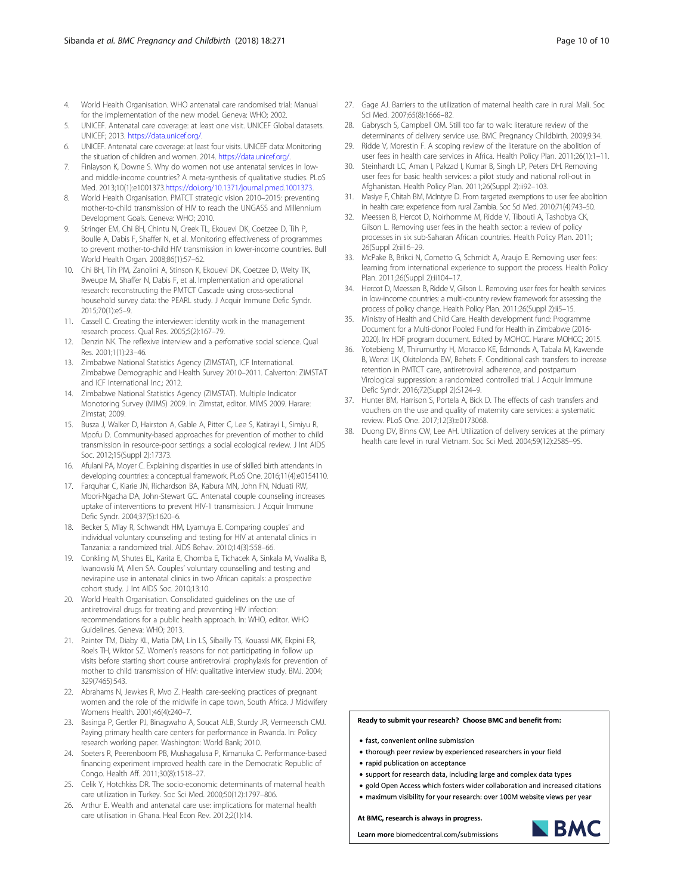4. World Health Organisation. WHO antenatal care randomised trial: Manual for the implementation of the new model. Geneva: WHO; 2002.
5. UNICEF. Antenatal care coverage: at least one visit. UNICEF Global datasets. UNICEF; 2013. https://data.unicef.org/.
6. UNICEF. Antenatal care coverage: at least four visits. UNICEF data: Monitoring the situation of children and women. 2014. https://data.unicef.org/.
7. Finlayson K, Downe S. Why do women not use antenatal services in low- and middle-income countries? A meta-synthesis of qualitative studies. PLoS Med. 2013;10(1):e1001373.https://doi.org/10.1371/journal.pmed.1001373.
8. World Health Organisation. PMTCT strategic vision 2010–2015: preventing mother-to-child transmission of HIV to reach the UNGASS and Millennium Development Goals. Geneva: WHO; 2010.
9. Stringer EM, Chi BH, Chintu N, Creek TL, Ekouevi DK, Coetzee D, Tih P, Boulle A, Dabis F, Shaffer N, et al. Monitoring effectiveness of programmes to prevent mother-to-child HIV transmission in lower-income countries. Bull World Health Organ. 2008;86(1):57–62.
10. Chi BH, Tih PM, Zanolini A, Stinson K, Ekouevi DK, Coetzee D, Welty TK, Bweupe M, Shaffer N, Dabis F, et al. Implementation and operational research: reconstructing the PMTCT Cascade using cross-sectional household survey data: the PEARL study. J Acquir Immune Defic Syndr. 2015;70(1):e5–9.
11. Cassell C. Creating the interviewer: identity work in the management research process. Qual Res. 2005;5(2):167–79.
12. Denzin NK. The reflexive interview and a perfomative social science. Qual Res. 2001;1(1):23–46.
13. Zimbabwe National Statistics Agency (ZIMSTAT), ICF International. Zimbabwe Demographic and Health Survey 2010–2011. Calverton: ZIMSTAT and ICF International Inc.; 2012.
14. Zimbabwe National Statistics Agency (ZIMSTAT). Multiple Indicator Monotoring Survey (MIMS) 2009. In: Zimstat, editor. MIMS 2009. Harare: Zimstat; 2009.
15. Busza J, Walker D, Hairston A, Gable A, Pitter C, Lee S, Katirayi L, Simiyu R, Mpofu D. Community-based approaches for prevention of mother to child transmission in resource-poor settings: a social ecological review. J Int AIDS Soc. 2012;15(Suppl 2):17373.
16. Afulani PA, Moyer C. Explaining disparities in use of skilled birth attendants in developing countries: a conceptual framework. PLoS One. 2016;11(4):e0154110.
17. Farquhar C, Kiarie JN, Richardson BA, Kabura MN, John FN, Nduati RW, Mbori-Ngacha DA, John-Stewart GC. Antenatal couple counseling increases uptake of interventions to prevent HIV-1 transmission. J Acquir Immune Defic Syndr. 2004;37(5):1620–6.
18. Becker S, Mlay R, Schwandt HM, Lyamuya E. Comparing couples' and individual voluntary counseling and testing for HIV at antenatal clinics in Tanzania: a randomized trial. AIDS Behav. 2010;14(3):558–66.
19. Conkling M, Shutes EL, Karita E, Chomba E, Tichacek A, Sinkala M, Vwalika B, Iwanowski M, Allen SA. Couples' voluntary counselling and testing and nevirapine use in antenatal clinics in two African capitals: a prospective cohort study. J Int AIDS Soc. 2010;13:10.
20. World Health Organisation. Consolidated guidelines on the use of antiretroviral drugs for treating and preventing HIV infection: recommendations for a public health approach. In: WHO, editor. WHO Guidelines. Geneva: WHO; 2013.
21. Painter TM, Diaby KL, Matia DM, Lin LS, Sibailly TS, Kouassi MK, Ekpini ER, Roels TH, Wiktor SZ. Women's reasons for not participating in follow up visits before starting short course antiretroviral prophylaxis for prevention of mother to child transmission of HIV: qualitative interview study. BMJ. 2004; 329(7465):543.
22. Abrahams N, Jewkes R, Mvo Z. Health care-seeking practices of pregnant women and the role of the midwife in cape town, South Africa. J Midwifery Womens Health. 2001;46(4):240–7.
23. Basinga P, Gertler PJ, Binagwaho A, Soucat ALB, Sturdy JR, Vermeersch CMJ. Paying primary health care centers for performance in Rwanda. In: Policy research working paper. Washington: World Bank; 2010.
24. Soeters R, Peerenboom PB, Mushagalusa P, Kimanuka C. Performance-based financing experiment improved health care in the Democratic Republic of Congo. Health Aff. 2011;30(8):1518–27.
25. Celik Y, Hotchkiss DR. The socio-economic determinants of maternal health care utilization in Turkey. Soc Sci Med. 2000;50(12):1797–806.
26. Arthur E. Wealth and antenatal care use: implications for maternal health care utilisation in Ghana. Heal Econ Rev. 2012;2(1):14.
27. Gage AJ. Barriers to the utilization of maternal health care in rural Mali. Soc Sci Med. 2007;65(8):1666–82.
28. Gabrysch S, Campbell OM. Still too far to walk: literature review of the determinants of delivery service use. BMC Pregnancy Childbirth. 2009;9:34.
29. Ridde V, Morestin F. A scoping review of the literature on the abolition of user fees in health care services in Africa. Health Policy Plan. 2011;26(1):1–11.
30. Steinhardt LC, Aman I, Pakzad I, Kumar B, Singh LP, Peters DH. Removing user fees for basic health services: a pilot study and national roll-out in Afghanistan. Health Policy Plan. 2011;26(Suppl 2):ii92–103.
31. Masiye F, Chitah BM, McIntyre D. From targeted exemptions to user fee abolition in health care: experience from rural Zambia. Soc Sci Med. 2010;71(4):743–50.
32. Meessen B, Hercot D, Noirhomme M, Ridde V, Tibouti A, Tashobya CK, Gilson L. Removing user fees in the health sector: a review of policy processes in six sub-Saharan African countries. Health Policy Plan. 2011; 26(Suppl 2):ii16–29.
33. McPake B, Brikci N, Cometto G, Schmidt A, Araujo E. Removing user fees: learning from international experience to support the process. Health Policy Plan. 2011;26(Suppl 2):ii104–17.
34. Hercot D, Meessen B, Ridde V, Gilson L. Removing user fees for health services in low-income countries: a multi-country review framework for assessing the process of policy change. Health Policy Plan. 2011;26(Suppl 2):ii5–15.
35. Ministry of Health and Child Care. Health development fund: Programme Document for a Multi-donor Pooled Fund for Health in Zimbabwe (2016-2020). In: HDF program document. Edited by MOHCC. Harare: MOHCC; 2015.
36. Yotebieng M, Thirumurthy H, Moracco KE, Edmonds A, Tabala M, Kawende B, Wenzi LK, Okitolonda EW, Behets F. Conditional cash transfers to increase retention in PMTCT care, antiretroviral adherence, and postpartum Virological suppression: a randomized controlled trial. J Acquir Immune Defic Syndr. 2016;72(Suppl 2):S124–9.
37. Hunter BM, Harrison S, Portela A, Bick D. The effects of cash transfers and vouchers on the use and quality of maternity care services: a systematic review. PLoS One. 2017;12(3):e0173068.
38. Duong DV, Binns CW, Lee AH. Utilization of delivery services at the primary health care level in rural Vietnam. Soc Sci Med. 2004;59(12):2585–95.

**Ready to submit your research? Choose BMC and benefit from:**

- fast, convenient online submission
- thorough peer review by experienced researchers in your field
- rapid publication on acceptance
- support for research data, including large and complex data types
- gold Open Access which fosters wider collaboration and increased citations
- maximum visibility for your research: over 100M website views per year

**At BMC, research is always in progress.**

**Learn more** biomedcentral.com/submissions

BMC